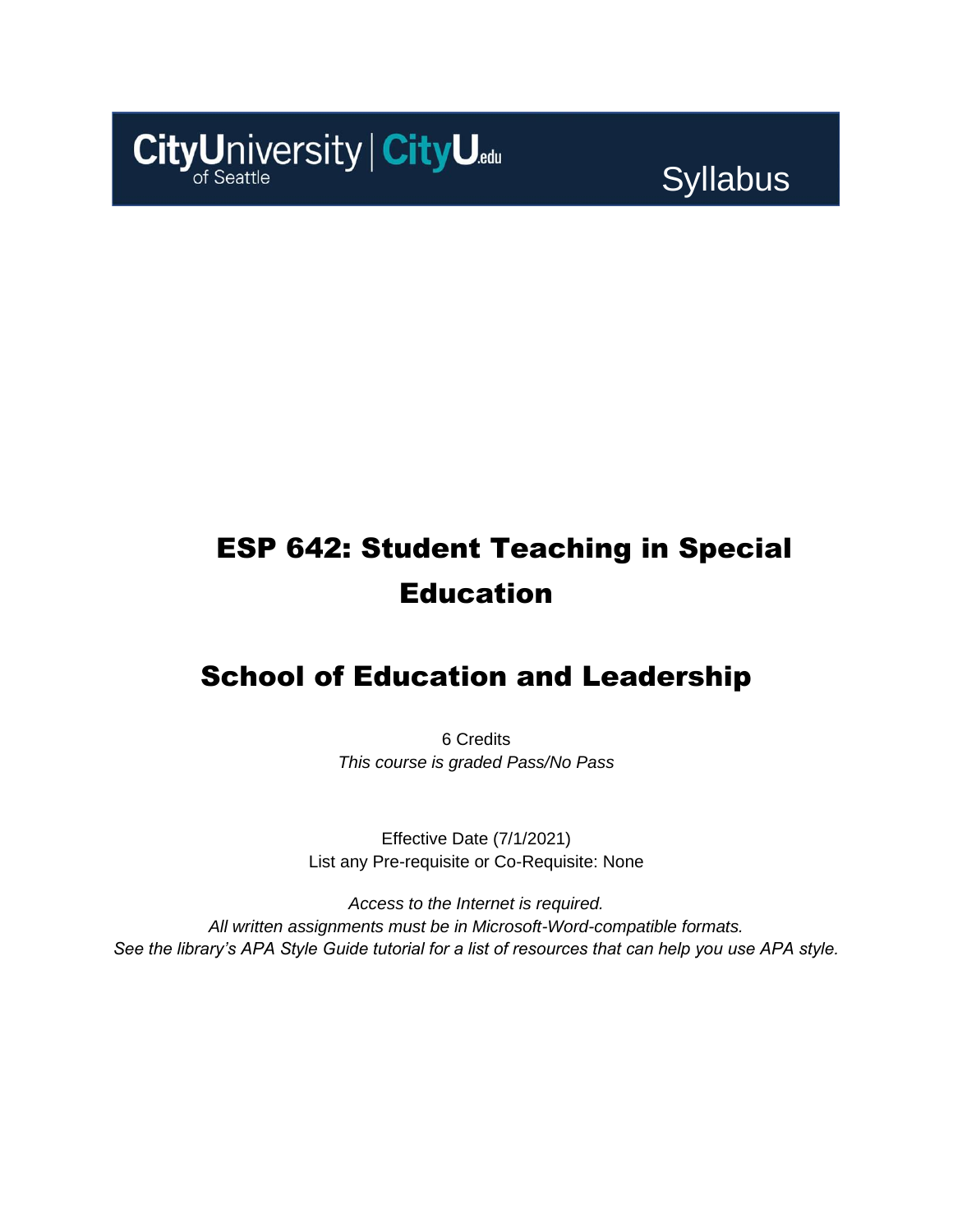CityUniversity of Seattle | CityU.edu

Syllabus

# ESP 642: Student Teaching in Special Education

## School of Education and Leadership

6 Credits
*This course is graded Pass/No Pass*

Effective Date (7/1/2021)
List any Pre-requisite or Co-Requisite: None

*Access to the Internet is required.*
*All written assignments must be in Microsoft-Word-compatible formats.*
*See the library's APA Style Guide tutorial for a list of resources that can help you use APA style.*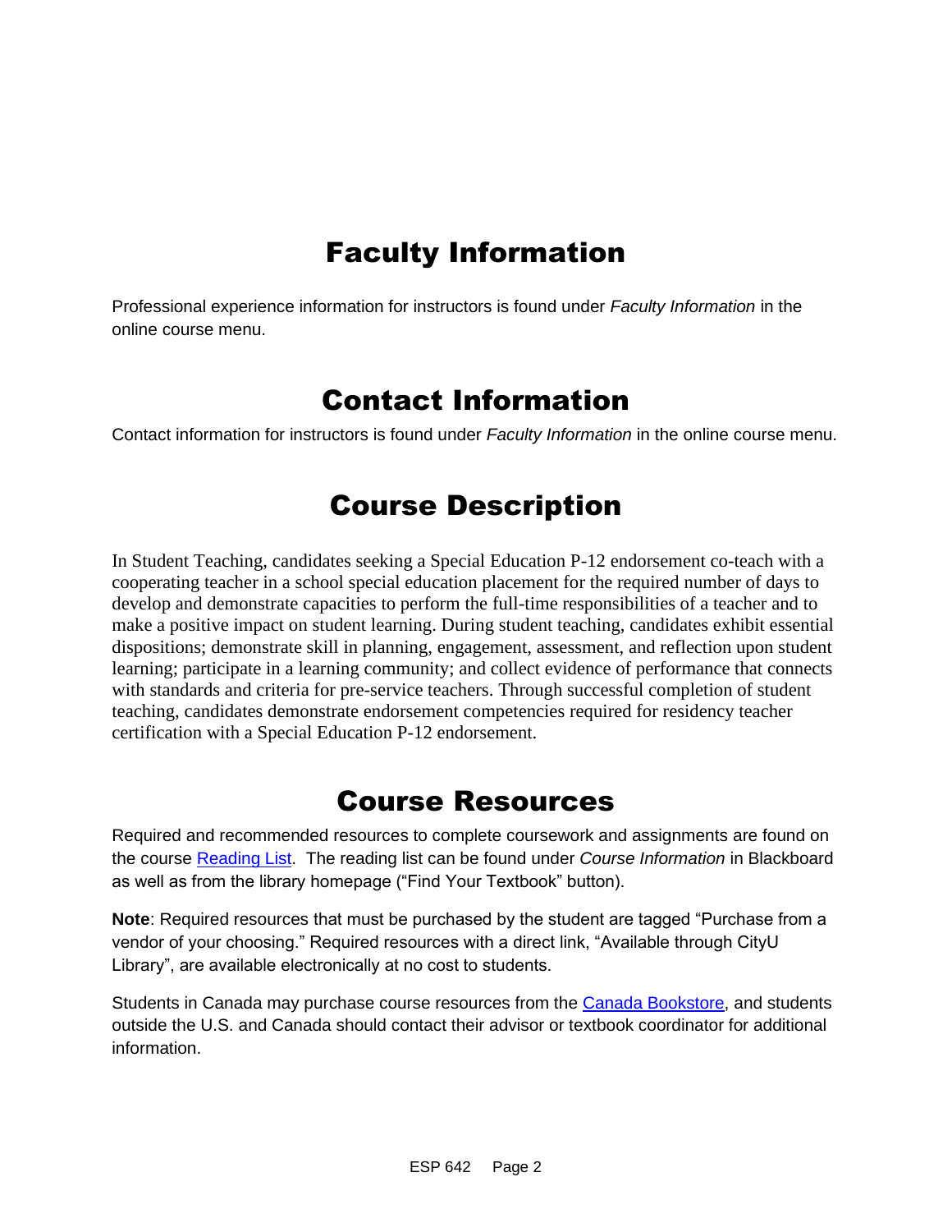# Faculty Information

Professional experience information for instructors is found under *Faculty Information* in the online course menu.

# Contact Information

Contact information for instructors is found under *Faculty Information* in the online course menu.

# Course Description

In Student Teaching, candidates seeking a Special Education P-12 endorsement co-teach with a cooperating teacher in a school special education placement for the required number of days to develop and demonstrate capacities to perform the full-time responsibilities of a teacher and to make a positive impact on student learning. During student teaching, candidates exhibit essential dispositions; demonstrate skill in planning, engagement, assessment, and reflection upon student learning; participate in a learning community; and collect evidence of performance that connects with standards and criteria for pre-service teachers. Through successful completion of student teaching, candidates demonstrate endorsement competencies required for residency teacher certification with a Special Education P-12 endorsement.

# Course Resources

Required and recommended resources to complete coursework and assignments are found on the course Reading List. The reading list can be found under *Course Information* in Blackboard as well as from the library homepage ("Find Your Textbook" button).

**Note**: Required resources that must be purchased by the student are tagged "Purchase from a vendor of your choosing." Required resources with a direct link, "Available through CityU Library", are available electronically at no cost to students.

Students in Canada may purchase course resources from the Canada Bookstore, and students outside the U.S. and Canada should contact their advisor or textbook coordinator for additional information.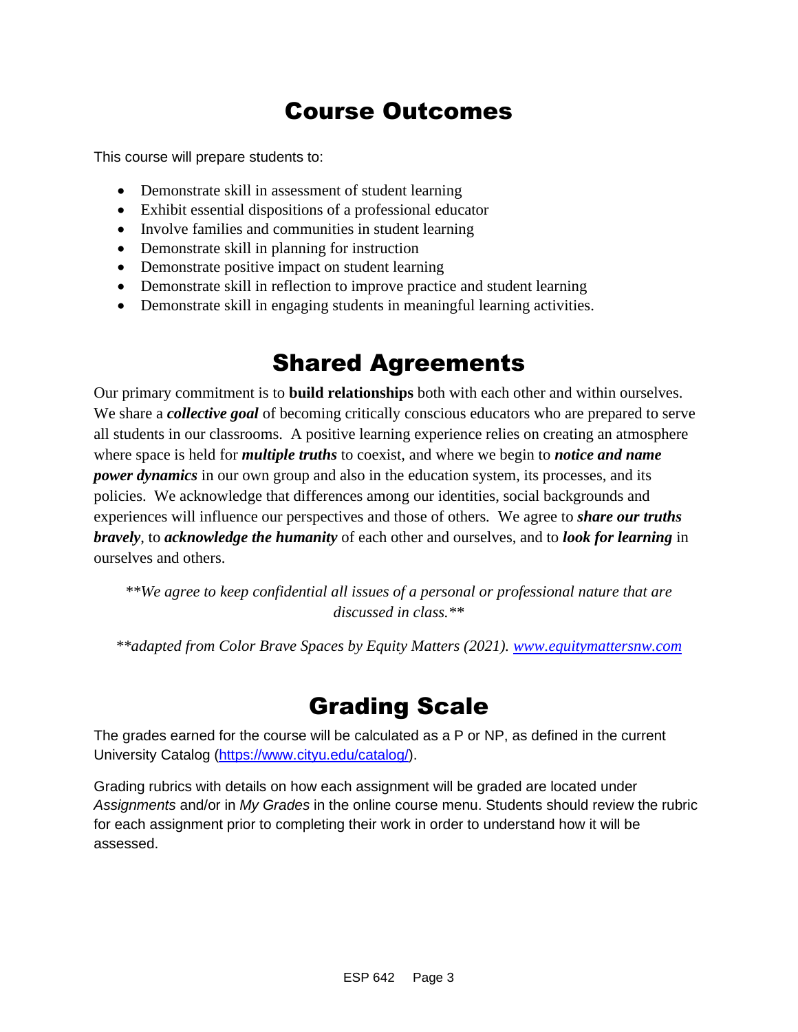# Course Outcomes

This course will prepare students to:

- Demonstrate skill in assessment of student learning
- Exhibit essential dispositions of a professional educator
- Involve families and communities in student learning
- Demonstrate skill in planning for instruction
- Demonstrate positive impact on student learning
- Demonstrate skill in reflection to improve practice and student learning
- Demonstrate skill in engaging students in meaningful learning activities.

# Shared Agreements

Our primary commitment is to **build relationships** both with each other and within ourselves. We share a ***collective goal*** of becoming critically conscious educators who are prepared to serve all students in our classrooms. A positive learning experience relies on creating an atmosphere where space is held for ***multiple truths*** to coexist, and where we begin to ***notice and name power dynamics*** in our own group and also in the education system, its processes, and its policies. We acknowledge that differences among our identities, social backgrounds and experiences will influence our perspectives and those of others. We agree to ***share our truths bravely***, to ***acknowledge the humanity*** of each other and ourselves, and to ***look for learning*** in ourselves and others.

*\*\*We agree to keep confidential all issues of a personal or professional nature that are discussed in class.\*\**

*\*\*adapted from Color Brave Spaces by Equity Matters (2021). [www.equitymattersnw.com](http://www.equitymattersnw.com)*

# Grading Scale

The grades earned for the course will be calculated as a P or NP, as defined in the current University Catalog ([https://www.cityu.edu/catalog/](https://www.cityu.edu/catalog/)).

Grading rubrics with details on how each assignment will be graded are located under *Assignments* and/or in *My Grades* in the online course menu. Students should review the rubric for each assignment prior to completing their work in order to understand how it will be assessed.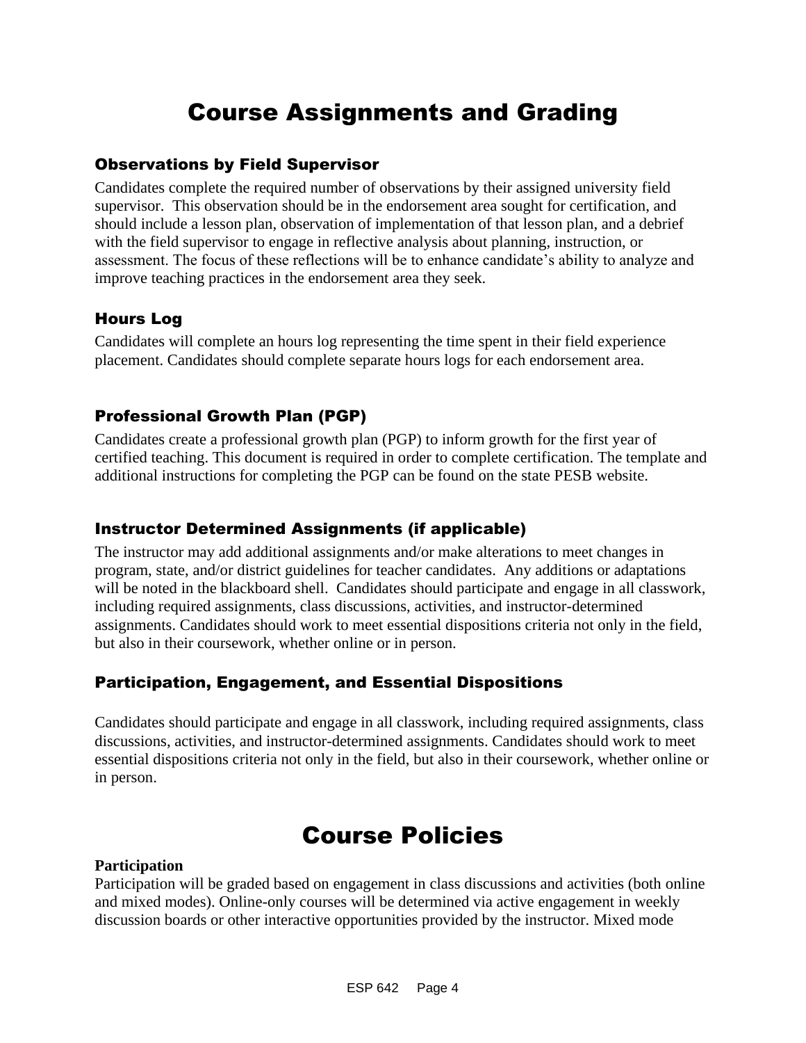# Course Assignments and Grading

### Observations by Field Supervisor

Candidates complete the required number of observations by their assigned university field supervisor. This observation should be in the endorsement area sought for certification, and should include a lesson plan, observation of implementation of that lesson plan, and a debrief with the field supervisor to engage in reflective analysis about planning, instruction, or assessment. The focus of these reflections will be to enhance candidate's ability to analyze and improve teaching practices in the endorsement area they seek.

### Hours Log

Candidates will complete an hours log representing the time spent in their field experience placement. Candidates should complete separate hours logs for each endorsement area.

### Professional Growth Plan (PGP)

Candidates create a professional growth plan (PGP) to inform growth for the first year of certified teaching. This document is required in order to complete certification. The template and additional instructions for completing the PGP can be found on the state PESB website.

### Instructor Determined Assignments (if applicable)

The instructor may add additional assignments and/or make alterations to meet changes in program, state, and/or district guidelines for teacher candidates. Any additions or adaptations will be noted in the blackboard shell. Candidates should participate and engage in all classwork, including required assignments, class discussions, activities, and instructor-determined assignments. Candidates should work to meet essential dispositions criteria not only in the field, but also in their coursework, whether online or in person.

### Participation, Engagement, and Essential Dispositions

Candidates should participate and engage in all classwork, including required assignments, class discussions, activities, and instructor-determined assignments. Candidates should work to meet essential dispositions criteria not only in the field, but also in their coursework, whether online or in person.

# Course Policies

**Participation**

Participation will be graded based on engagement in class discussions and activities (both online and mixed modes). Online-only courses will be determined via active engagement in weekly discussion boards or other interactive opportunities provided by the instructor. Mixed mode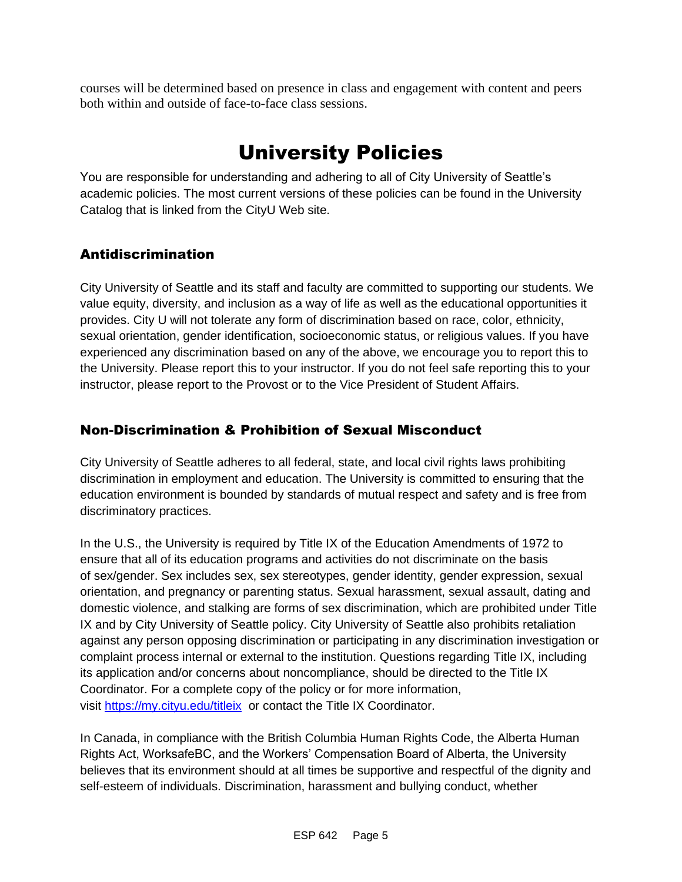courses will be determined based on presence in class and engagement with content and peers both within and outside of face-to-face class sessions.

# University Policies

You are responsible for understanding and adhering to all of City University of Seattle's academic policies. The most current versions of these policies can be found in the University Catalog that is linked from the CityU Web site.

## Antidiscrimination

City University of Seattle and its staff and faculty are committed to supporting our students. We value equity, diversity, and inclusion as a way of life as well as the educational opportunities it provides. City U will not tolerate any form of discrimination based on race, color, ethnicity, sexual orientation, gender identification, socioeconomic status, or religious values. If you have experienced any discrimination based on any of the above, we encourage you to report this to the University. Please report this to your instructor. If you do not feel safe reporting this to your instructor, please report to the Provost or to the Vice President of Student Affairs.

## Non-Discrimination & Prohibition of Sexual Misconduct

City University of Seattle adheres to all federal, state, and local civil rights laws prohibiting discrimination in employment and education. The University is committed to ensuring that the education environment is bounded by standards of mutual respect and safety and is free from discriminatory practices.

In the U.S., the University is required by Title IX of the Education Amendments of 1972 to ensure that all of its education programs and activities do not discriminate on the basis of sex/gender. Sex includes sex, sex stereotypes, gender identity, gender expression, sexual orientation, and pregnancy or parenting status. Sexual harassment, sexual assault, dating and domestic violence, and stalking are forms of sex discrimination, which are prohibited under Title IX and by City University of Seattle policy. City University of Seattle also prohibits retaliation against any person opposing discrimination or participating in any discrimination investigation or complaint process internal or external to the institution. Questions regarding Title IX, including its application and/or concerns about noncompliance, should be directed to the Title IX Coordinator. For a complete copy of the policy or for more information, visit [https://my.cityu.edu/titleix](https://my.cityu.edu/titleix) or contact the Title IX Coordinator.

In Canada, in compliance with the British Columbia Human Rights Code, the Alberta Human Rights Act, WorksafeBC, and the Workers' Compensation Board of Alberta, the University believes that its environment should at all times be supportive and respectful of the dignity and self-esteem of individuals. Discrimination, harassment and bullying conduct, whether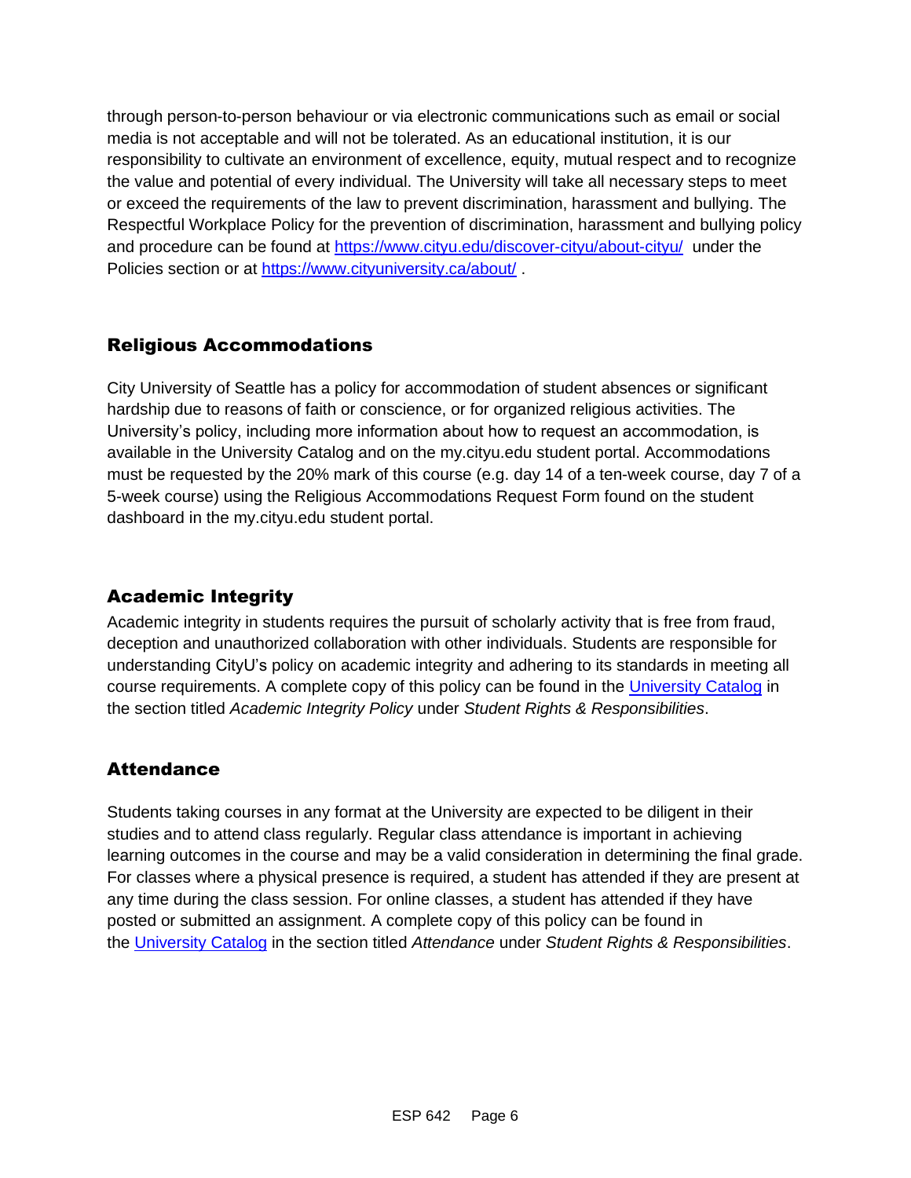through person-to-person behaviour or via electronic communications such as email or social media is not acceptable and will not be tolerated. As an educational institution, it is our responsibility to cultivate an environment of excellence, equity, mutual respect and to recognize the value and potential of every individual. The University will take all necessary steps to meet or exceed the requirements of the law to prevent discrimination, harassment and bullying. The Respectful Workplace Policy for the prevention of discrimination, harassment and bullying policy and procedure can be found at [https://www.cityu.edu/discover-cityu/about-cityu/](https://www.cityu.edu/discover-cityu/about-cityu/) under the Policies section or at [https://www.cityuniversity.ca/about/](https://www.cityuniversity.ca/about/) .

## Religious Accommodations

City University of Seattle has a policy for accommodation of student absences or significant hardship due to reasons of faith or conscience, or for organized religious activities. The University's policy, including more information about how to request an accommodation, is available in the University Catalog and on the my.cityu.edu student portal. Accommodations must be requested by the 20% mark of this course (e.g. day 14 of a ten-week course, day 7 of a 5-week course) using the Religious Accommodations Request Form found on the student dashboard in the my.cityu.edu student portal.

## Academic Integrity

Academic integrity in students requires the pursuit of scholarly activity that is free from fraud, deception and unauthorized collaboration with other individuals. Students are responsible for understanding CityU's policy on academic integrity and adhering to its standards in meeting all course requirements. A complete copy of this policy can be found in the University Catalog in the section titled *Academic Integrity Policy* under *Student Rights & Responsibilities*.

## Attendance

Students taking courses in any format at the University are expected to be diligent in their studies and to attend class regularly. Regular class attendance is important in achieving learning outcomes in the course and may be a valid consideration in determining the final grade. For classes where a physical presence is required, a student has attended if they are present at any time during the class session. For online classes, a student has attended if they have posted or submitted an assignment. A complete copy of this policy can be found in the University Catalog in the section titled *Attendance* under *Student Rights & Responsibilities*.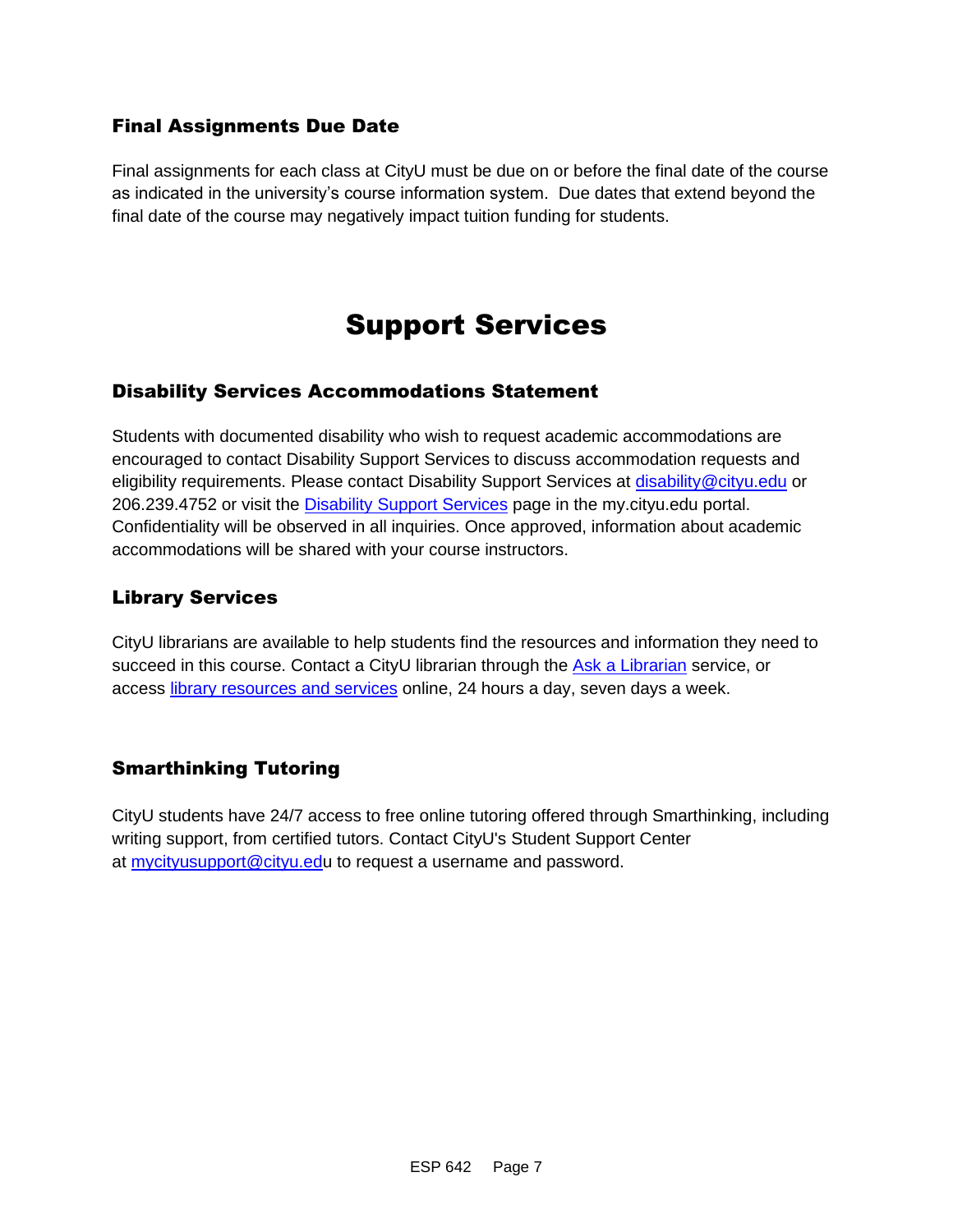### Final Assignments Due Date

Final assignments for each class at CityU must be due on or before the final date of the course as indicated in the university's course information system. Due dates that extend beyond the final date of the course may negatively impact tuition funding for students.

# Support Services

### Disability Services Accommodations Statement

Students with documented disability who wish to request academic accommodations are encouraged to contact Disability Support Services to discuss accommodation requests and eligibility requirements. Please contact Disability Support Services at disability@cityu.edu or 206.239.4752 or visit the Disability Support Services page in the my.cityu.edu portal. Confidentiality will be observed in all inquiries. Once approved, information about academic accommodations will be shared with your course instructors.

### Library Services

CityU librarians are available to help students find the resources and information they need to succeed in this course. Contact a CityU librarian through the Ask a Librarian service, or access library resources and services online, 24 hours a day, seven days a week.

### Smarthinking Tutoring

CityU students have 24/7 access to free online tutoring offered through Smarthinking, including writing support, from certified tutors. Contact CityU's Student Support Center at mycityusupport@cityu.edu to request a username and password.